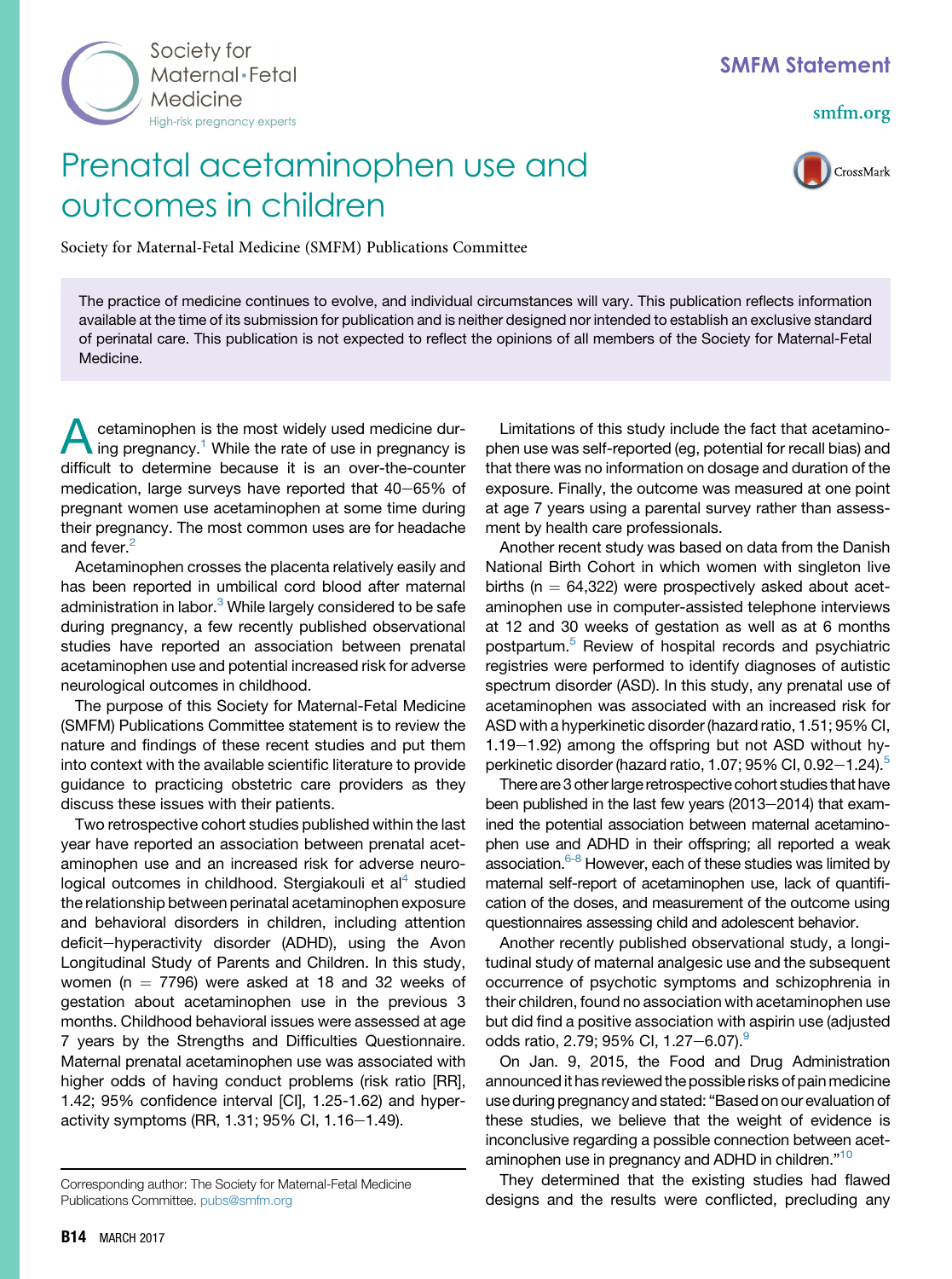SMFM Statement

# Prenatal acetaminophen use and outcomes in children

Society for Maternal-Fetal Medicine (SMFM) Publications Committee

> The practice of medicine continues to evolve, and individual circumstances will vary. This publication reflects information available at the time of its submission for publication and is neither designed nor intended to establish an exclusive standard of perinatal care. This publication is not expected to reflect the opinions of all members of the Society for Maternal-Fetal Medicine.

Acetaminophen is the most widely used medicine during pregnancy.[1] While the rate of use in pregnancy is difficult to determine because it is an over-the-counter medication, large surveys have reported that 40–65% of pregnant women use acetaminophen at some time during their pregnancy. The most common uses are for headache and fever.[2]

Acetaminophen crosses the placenta relatively easily and has been reported in umbilical cord blood after maternal administration in labor.[3] While largely considered to be safe during pregnancy, a few recently published observational studies have reported an association between prenatal acetaminophen use and potential increased risk for adverse neurological outcomes in childhood.

The purpose of this Society for Maternal-Fetal Medicine (SMFM) Publications Committee statement is to review the nature and findings of these recent studies and put them into context with the available scientific literature to provide guidance to practicing obstetric care providers as they discuss these issues with their patients.

Two retrospective cohort studies published within the last year have reported an association between prenatal acetaminophen use and an increased risk for adverse neurological outcomes in childhood. Stergiakouli et al[4] studied the relationship between perinatal acetaminophen exposure and behavioral disorders in children, including attention deficit–hyperactivity disorder (ADHD), using the Avon Longitudinal Study of Parents and Children. In this study, women (n = 7796) were asked at 18 and 32 weeks of gestation about acetaminophen use in the previous 3 months. Childhood behavioral issues were assessed at age 7 years by the Strengths and Difficulties Questionnaire. Maternal prenatal acetaminophen use was associated with higher odds of having conduct problems (risk ratio [RR], 1.42; 95% confidence interval [CI], 1.25-1.62) and hyperactivity symptoms (RR, 1.31; 95% CI, 1.16–1.49).

Limitations of this study include the fact that acetaminophen use was self-reported (eg, potential for recall bias) and that there was no information on dosage and duration of the exposure. Finally, the outcome was measured at one point at age 7 years using a parental survey rather than assessment by health care professionals.

Another recent study was based on data from the Danish National Birth Cohort in which women with singleton live births (n = 64,322) were prospectively asked about acetaminophen use in computer-assisted telephone interviews at 12 and 30 weeks of gestation as well as at 6 months postpartum.[5] Review of hospital records and psychiatric registries were performed to identify diagnoses of autistic spectrum disorder (ASD). In this study, any prenatal use of acetaminophen was associated with an increased risk for ASD with a hyperkinetic disorder (hazard ratio, 1.51; 95% CI, 1.19–1.92) among the offspring but not ASD without hyperkinetic disorder (hazard ratio, 1.07; 95% CI, 0.92–1.24).[5]

There are 3 other large retrospective cohort studies that have been published in the last few years (2013–2014) that examined the potential association between maternal acetaminophen use and ADHD in their offspring; all reported a weak association.[6-8] However, each of these studies was limited by maternal self-report of acetaminophen use, lack of quantification of the doses, and measurement of the outcome using questionnaires assessing child and adolescent behavior.

Another recently published observational study, a longitudinal study of maternal analgesic use and the subsequent occurrence of psychotic symptoms and schizophrenia in their children, found no association with acetaminophen use but did find a positive association with aspirin use (adjusted odds ratio, 2.79; 95% CI, 1.27–6.07).[9]

On Jan. 9, 2015, the Food and Drug Administration announced it has reviewed the possible risks of pain medicine use during pregnancy and stated: "Based on our evaluation of these studies, we believe that the weight of evidence is inconclusive regarding a possible connection between acetaminophen use in pregnancy and ADHD in children."[10]

They determined that the existing studies had flawed designs and the results were conflicted, precluding any

Corresponding author: The Society for Maternal-Fetal Medicine Publications Committee. pubs@smfm.org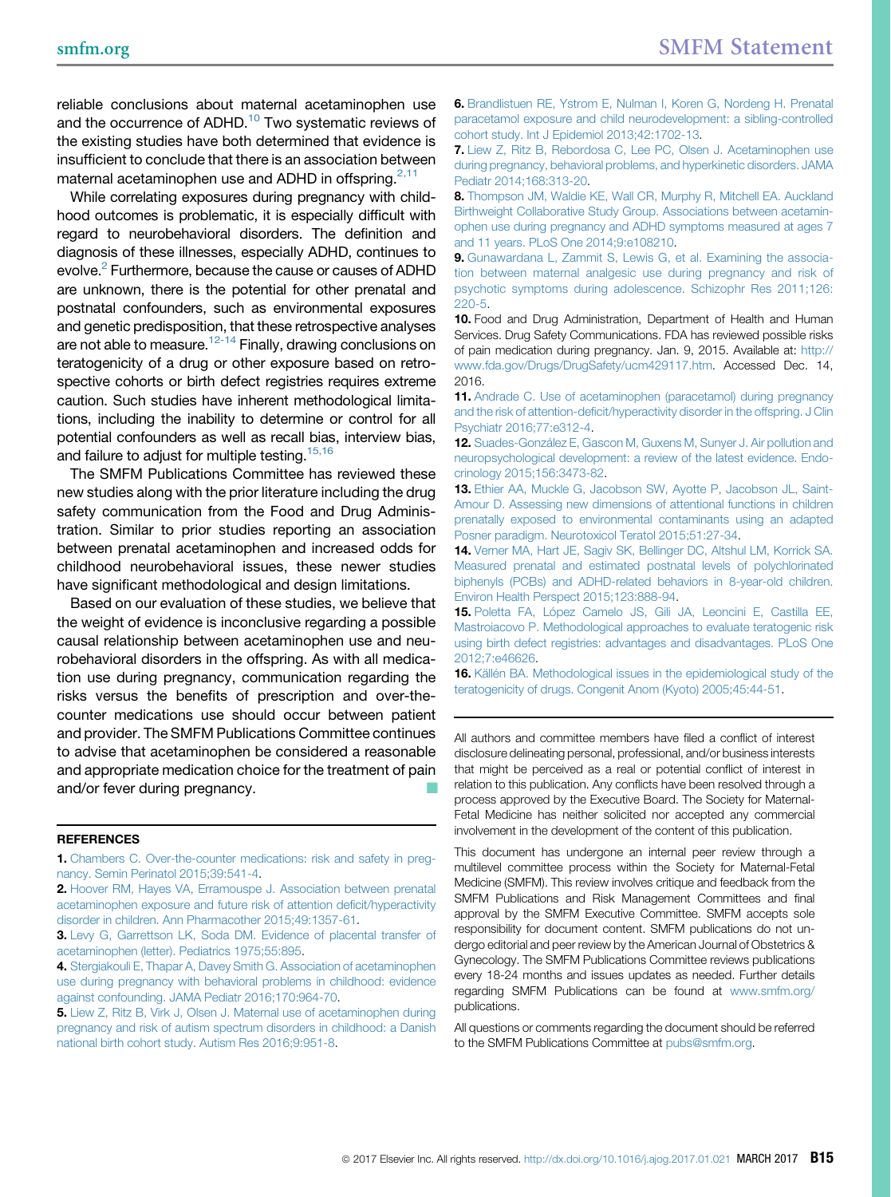reliable conclusions about maternal acetaminophen use and the occurrence of ADHD.[10] Two systematic reviews of the existing studies have both determined that evidence is insufficient to conclude that there is an association between maternal acetaminophen use and ADHD in offspring.[2,11]

While correlating exposures during pregnancy with childhood outcomes is problematic, it is especially difficult with regard to neurobehavioral disorders. The definition and diagnosis of these illnesses, especially ADHD, continues to evolve.[2] Furthermore, because the cause or causes of ADHD are unknown, there is the potential for other prenatal and postnatal confounders, such as environmental exposures and genetic predisposition, that these retrospective analyses are not able to measure.[12-14] Finally, drawing conclusions on teratogenicity of a drug or other exposure based on retrospective cohorts or birth defect registries requires extreme caution. Such studies have inherent methodological limitations, including the inability to determine or control for all potential confounders as well as recall bias, interview bias, and failure to adjust for multiple testing.[15,16]

The SMFM Publications Committee has reviewed these new studies along with the prior literature including the drug safety communication from the Food and Drug Administration. Similar to prior studies reporting an association between prenatal acetaminophen and increased odds for childhood neurobehavioral issues, these newer studies have significant methodological and design limitations.

Based on our evaluation of these studies, we believe that the weight of evidence is inconclusive regarding a possible causal relationship between acetaminophen use and neurobehavioral disorders in the offspring. As with all medication use during pregnancy, communication regarding the risks versus the benefits of prescription and over-the-counter medications use should occur between patient and provider. The SMFM Publications Committee continues to advise that acetaminophen be considered a reasonable and appropriate medication choice for the treatment of pain and/or fever during pregnancy.

## REFERENCES

1. Chambers C. Over-the-counter medications: risk and safety in pregnancy. Semin Perinatol 2015;39:541-4.
2. Hoover RM, Hayes VA, Erramouspe J. Association between prenatal acetaminophen exposure and future risk of attention deficit/hyperactivity disorder in children. Ann Pharmacother 2015;49:1357-61.
3. Levy G, Garrettson LK, Soda DM. Evidence of placental transfer of acetaminophen (letter). Pediatrics 1975;55:895.
4. Stergiakouli E, Thapar A, Davey Smith G. Association of acetaminophen use during pregnancy with behavioral problems in childhood: evidence against confounding. JAMA Pediatr 2016;170:964-70.
5. Liew Z, Ritz B, Virk J, Olsen J. Maternal use of acetaminophen during pregnancy and risk of autism spectrum disorders in childhood: a Danish national birth cohort study. Autism Res 2016;9:951-8.
6. Brandlistuen RE, Ystrom E, Nulman I, Koren G, Nordeng H. Prenatal paracetamol exposure and child neurodevelopment: a sibling-controlled cohort study. Int J Epidemiol 2013;42:1702-13.
7. Liew Z, Ritz B, Rebordosa C, Lee PC, Olsen J. Acetaminophen use during pregnancy, behavioral problems, and hyperkinetic disorders. JAMA Pediatr 2014;168:313-20.
8. Thompson JM, Waldie KE, Wall CR, Murphy R, Mitchell EA. Auckland Birthweight Collaborative Study Group. Associations between acetaminophen use during pregnancy and ADHD symptoms measured at ages 7 and 11 years. PLoS One 2014;9:e108210.
9. Gunawardana L, Zammit S, Lewis G, et al. Examining the association between maternal analgesic use during pregnancy and risk of psychotic symptoms during adolescence. Schizophr Res 2011;126:220-5.
10. Food and Drug Administration, Department of Health and Human Services. Drug Safety Communications. FDA has reviewed possible risks of pain medication during pregnancy. Jan. 9, 2015. Available at: http://www.fda.gov/Drugs/DrugSafety/ucm429117.htm. Accessed Dec. 14, 2016.
11. Andrade C. Use of acetaminophen (paracetamol) during pregnancy and the risk of attention-deficit/hyperactivity disorder in the offspring. J Clin Psychiatr 2016;77:e312-4.
12. Suades-González E, Gascon M, Guxens M, Sunyer J. Air pollution and neuropsychological development: a review of the latest evidence. Endocrinology 2015;156:3473-82.
13. Ethier AA, Muckle G, Jacobson SW, Ayotte P, Jacobson JL, Saint-Amour D. Assessing new dimensions of attentional functions in children prenatally exposed to environmental contaminants using an adapted Posner paradigm. Neurotoxicol Teratol 2015;51:27-34.
14. Verner MA, Hart JE, Sagiv SK, Bellinger DC, Altshul LM, Korrick SA. Measured prenatal and estimated postnatal levels of polychlorinated biphenyls (PCBs) and ADHD-related behaviors in 8-year-old children. Environ Health Perspect 2015;123:888-94.
15. Poletta FA, López Camelo JS, Gili JA, Leoncini E, Castilla EE, Mastroiacovo P. Methodological approaches to evaluate teratogenic risk using birth defect registries: advantages and disadvantages. PLoS One 2012;7:e46626.
16. Källén BA. Methodological issues in the epidemiological study of the teratogenicity of drugs. Congenit Anom (Kyoto) 2005;45:44-51.

All authors and committee members have filed a conflict of interest disclosure delineating personal, professional, and/or business interests that might be perceived as a real or potential conflict of interest in relation to this publication. Any conflicts have been resolved through a process approved by the Executive Board. The Society for Maternal-Fetal Medicine has neither solicited nor accepted any commercial involvement in the development of the content of this publication.

This document has undergone an internal peer review through a multilevel committee process within the Society for Maternal-Fetal Medicine (SMFM). This review involves critique and feedback from the SMFM Publications and Risk Management Committees and final approval by the SMFM Executive Committee. SMFM accepts sole responsibility for document content. SMFM publications do not undergo editorial and peer review by the American Journal of Obstetrics & Gynecology. The SMFM Publications Committee reviews publications every 18-24 months and issues updates as needed. Further details regarding SMFM Publications can be found at www.smfm.org/publications.

All questions or comments regarding the document should be referred to the SMFM Publications Committee at pubs@smfm.org.

© 2017 Elsevier Inc. All rights reserved. http://dx.doi.org/10.1016/j.ajog.2017.01.021